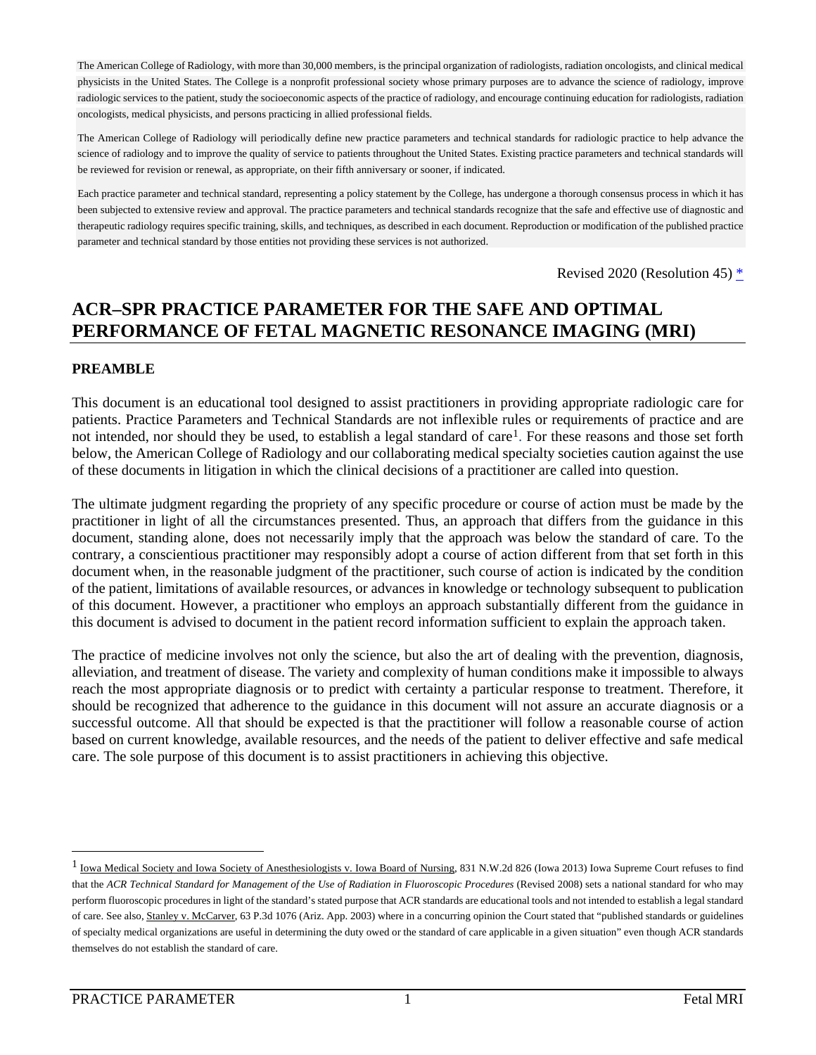The American College of Radiology, with more than 30,000 members, is the principal organization of radiologists, radiation oncologists, and clinical medical physicists in the United States. The College is a nonprofit professional society whose primary purposes are to advance the science of radiology, improve radiologic services to the patient, study the socioeconomic aspects of the practice of radiology, and encourage continuing education for radiologists, radiation oncologists, medical physicists, and persons practicing in allied professional fields.

The American College of Radiology will periodically define new practice parameters and technical standards for radiologic practice to help advance the science of radiology and to improve the quality of service to patients throughout the United States. Existing practice parameters and technical standards will be reviewed for revision or renewal, as appropriate, on their fifth anniversary or sooner, if indicated.

Each practice parameter and technical standard, representing a policy statement by the College, has undergone a thorough consensus process in which it has been subjected to extensive review and approval. The practice parameters and technical standards recognize that the safe and effective use of diagnostic and therapeutic radiology requires specific training, skills, and techniques, as described in each document. Reproduction or modification of the published practice parameter and technical standard by those entities not providing these services is not authorized.

Revised 2020 (Resolution 45) *

# ACR–SPR PRACTICE PARAMETER FOR THE SAFE AND OPTIMAL PERFORMANCE OF FETAL MAGNETIC RESONANCE IMAGING (MRI)

**PREAMBLE**

This document is an educational tool designed to assist practitioners in providing appropriate radiologic care for patients. Practice Parameters and Technical Standards are not inflexible rules or requirements of practice and are not intended, nor should they be used, to establish a legal standard of care[1]. For these reasons and those set forth below, the American College of Radiology and our collaborating medical specialty societies caution against the use of these documents in litigation in which the clinical decisions of a practitioner are called into question.

The ultimate judgment regarding the propriety of any specific procedure or course of action must be made by the practitioner in light of all the circumstances presented. Thus, an approach that differs from the guidance in this document, standing alone, does not necessarily imply that the approach was below the standard of care. To the contrary, a conscientious practitioner may responsibly adopt a course of action different from that set forth in this document when, in the reasonable judgment of the practitioner, such course of action is indicated by the condition of the patient, limitations of available resources, or advances in knowledge or technology subsequent to publication of this document. However, a practitioner who employs an approach substantially different from the guidance in this document is advised to document in the patient record information sufficient to explain the approach taken.

The practice of medicine involves not only the science, but also the art of dealing with the prevention, diagnosis, alleviation, and treatment of disease. The variety and complexity of human conditions make it impossible to always reach the most appropriate diagnosis or to predict with certainty a particular response to treatment. Therefore, it should be recognized that adherence to the guidance in this document will not assure an accurate diagnosis or a successful outcome. All that should be expected is that the practitioner will follow a reasonable course of action based on current knowledge, available resources, and the needs of the patient to deliver effective and safe medical care. The sole purpose of this document is to assist practitioners in achieving this objective.

---

[1] Iowa Medical Society and Iowa Society of Anesthesiologists v. Iowa Board of Nursing, 831 N.W.2d 826 (Iowa 2013) Iowa Supreme Court refuses to find that the *ACR Technical Standard for Management of the Use of Radiation in Fluoroscopic Procedures* (Revised 2008) sets a national standard for who may perform fluoroscopic procedures in light of the standard's stated purpose that ACR standards are educational tools and not intended to establish a legal standard of care. See also, Stanley v. McCarver, 63 P.3d 1076 (Ariz. App. 2003) where in a concurring opinion the Court stated that "published standards or guidelines of specialty medical organizations are useful in determining the duty owed or the standard of care applicable in a given situation" even though ACR standards themselves do not establish the standard of care.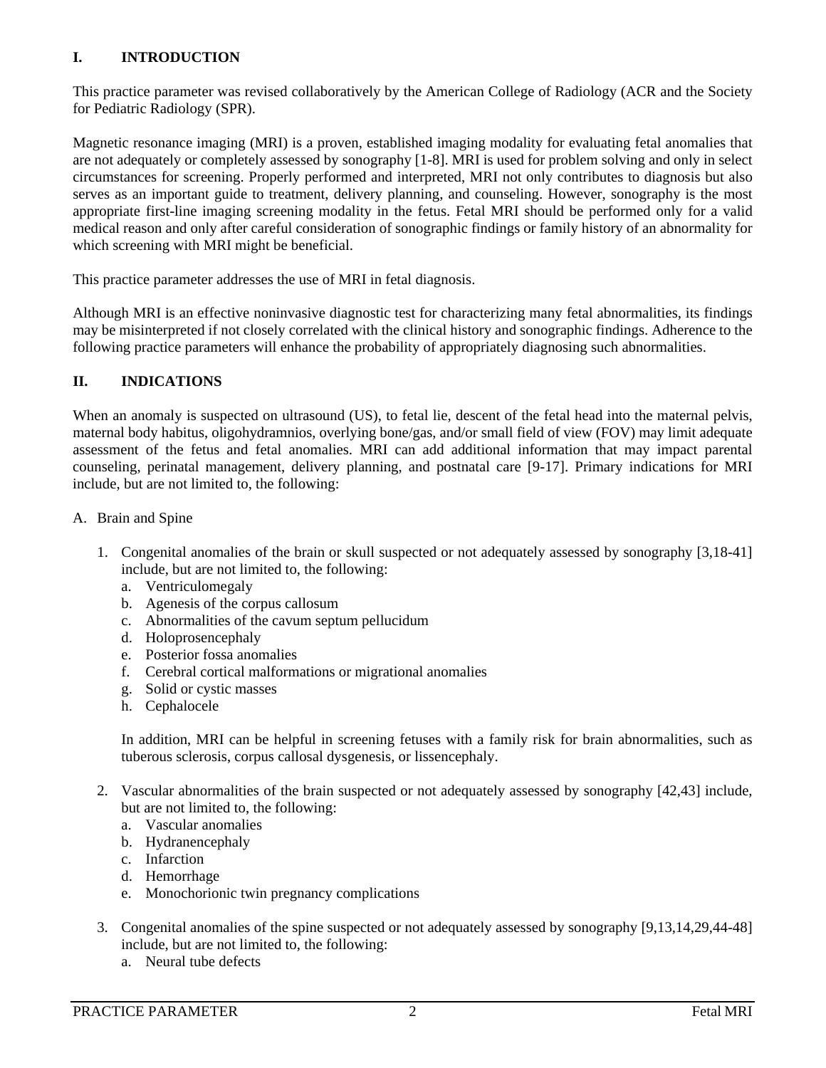## I. INTRODUCTION

This practice parameter was revised collaboratively by the American College of Radiology (ACR and the Society for Pediatric Radiology (SPR).

Magnetic resonance imaging (MRI) is a proven, established imaging modality for evaluating fetal anomalies that are not adequately or completely assessed by sonography [1-8]. MRI is used for problem solving and only in select circumstances for screening. Properly performed and interpreted, MRI not only contributes to diagnosis but also serves as an important guide to treatment, delivery planning, and counseling. However, sonography is the most appropriate first-line imaging screening modality in the fetus. Fetal MRI should be performed only for a valid medical reason and only after careful consideration of sonographic findings or family history of an abnormality for which screening with MRI might be beneficial.

This practice parameter addresses the use of MRI in fetal diagnosis.

Although MRI is an effective noninvasive diagnostic test for characterizing many fetal abnormalities, its findings may be misinterpreted if not closely correlated with the clinical history and sonographic findings. Adherence to the following practice parameters will enhance the probability of appropriately diagnosing such abnormalities.

## II. INDICATIONS

When an anomaly is suspected on ultrasound (US), to fetal lie, descent of the fetal head into the maternal pelvis, maternal body habitus, oligohydramnios, overlying bone/gas, and/or small field of view (FOV) may limit adequate assessment of the fetus and fetal anomalies. MRI can add additional information that may impact parental counseling, perinatal management, delivery planning, and postnatal care [9-17]. Primary indications for MRI include, but are not limited to, the following:

A. Brain and Spine

1. Congenital anomalies of the brain or skull suspected or not adequately assessed by sonography [3,18-41] include, but are not limited to, the following:
   a. Ventriculomegaly
   b. Agenesis of the corpus callosum
   c. Abnormalities of the cavum septum pellucidum
   d. Holoprosencephaly
   e. Posterior fossa anomalies
   f. Cerebral cortical malformations or migrational anomalies
   g. Solid or cystic masses
   h. Cephalocele

   In addition, MRI can be helpful in screening fetuses with a family risk for brain abnormalities, such as tuberous sclerosis, corpus callosal dysgenesis, or lissencephaly.

2. Vascular abnormalities of the brain suspected or not adequately assessed by sonography [42,43] include, but are not limited to, the following:
   a. Vascular anomalies
   b. Hydranencephaly
   c. Infarction
   d. Hemorrhage
   e. Monochorionic twin pregnancy complications

3. Congenital anomalies of the spine suspected or not adequately assessed by sonography [9,13,14,29,44-48] include, but are not limited to, the following:
   a. Neural tube defects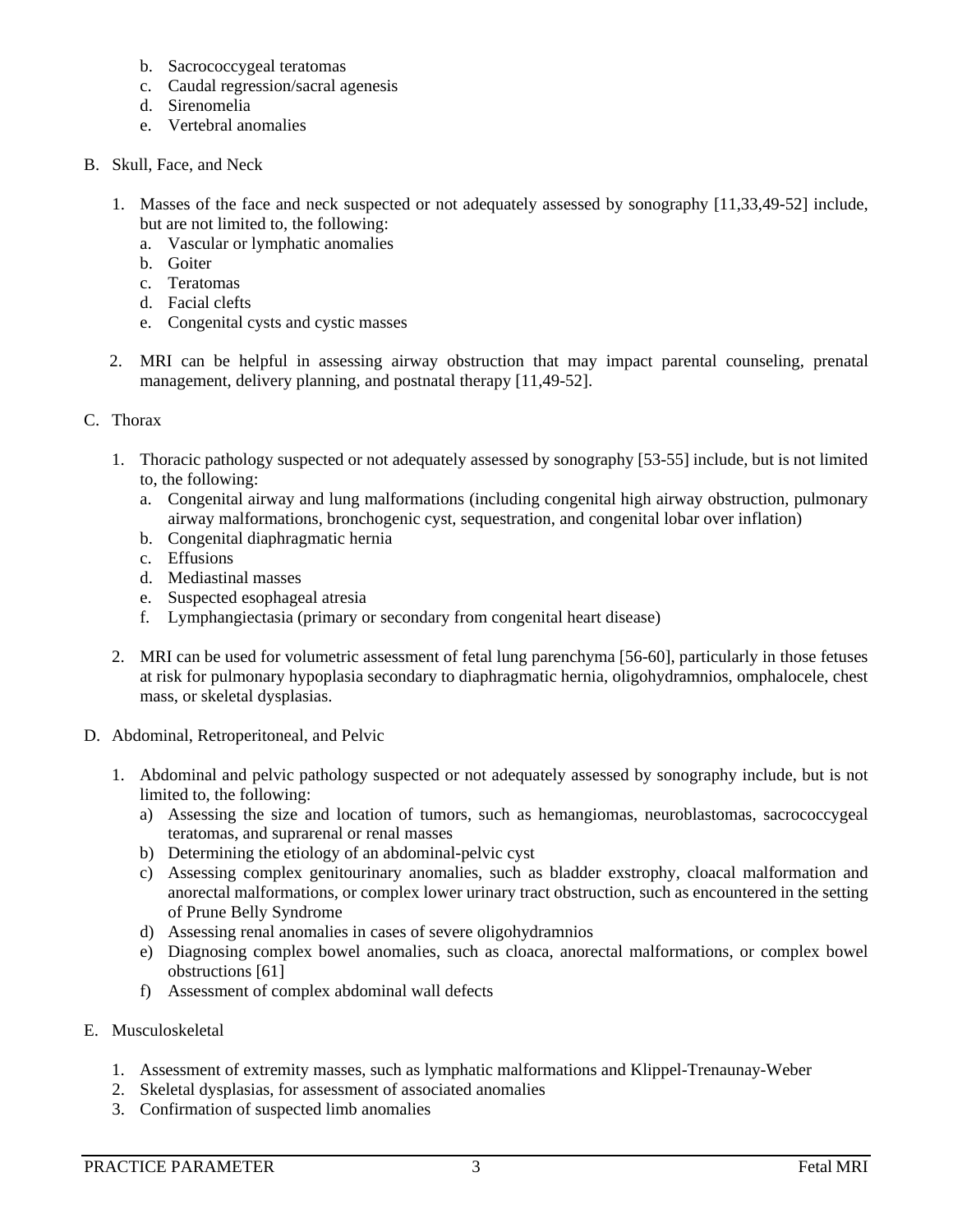b. Sacrococcygeal teratomas
   c. Caudal regression/sacral agenesis
   d. Sirenomelia
   e. Vertebral anomalies

B. Skull, Face, and Neck

   1. Masses of the face and neck suspected or not adequately assessed by sonography [11,33,49-52] include, but are not limited to, the following:
      a. Vascular or lymphatic anomalies
      b. Goiter
      c. Teratomas
      d. Facial clefts
      e. Congenital cysts and cystic masses

   2. MRI can be helpful in assessing airway obstruction that may impact parental counseling, prenatal management, delivery planning, and postnatal therapy [11,49-52].

C. Thorax

   1. Thoracic pathology suspected or not adequately assessed by sonography [53-55] include, but is not limited to, the following:
      a. Congenital airway and lung malformations (including congenital high airway obstruction, pulmonary airway malformations, bronchogenic cyst, sequestration, and congenital lobar over inflation)
      b. Congenital diaphragmatic hernia
      c. Effusions
      d. Mediastinal masses
      e. Suspected esophageal atresia
      f. Lymphangiectasia (primary or secondary from congenital heart disease)

   2. MRI can be used for volumetric assessment of fetal lung parenchyma [56-60], particularly in those fetuses at risk for pulmonary hypoplasia secondary to diaphragmatic hernia, oligohydramnios, omphalocele, chest mass, or skeletal dysplasias.

D. Abdominal, Retroperitoneal, and Pelvic

   1. Abdominal and pelvic pathology suspected or not adequately assessed by sonography include, but is not limited to, the following:
      a) Assessing the size and location of tumors, such as hemangiomas, neuroblastomas, sacrococcygeal teratomas, and suprarenal or renal masses
      b) Determining the etiology of an abdominal-pelvic cyst
      c) Assessing complex genitourinary anomalies, such as bladder exstrophy, cloacal malformation and anorectal malformations, or complex lower urinary tract obstruction, such as encountered in the setting of Prune Belly Syndrome
      d) Assessing renal anomalies in cases of severe oligohydramnios
      e) Diagnosing complex bowel anomalies, such as cloaca, anorectal malformations, or complex bowel obstructions [61]
      f) Assessment of complex abdominal wall defects

E. Musculoskeletal

   1. Assessment of extremity masses, such as lymphatic malformations and Klippel-Trenaunay-Weber
   2. Skeletal dysplasias, for assessment of associated anomalies
   3. Confirmation of suspected limb anomalies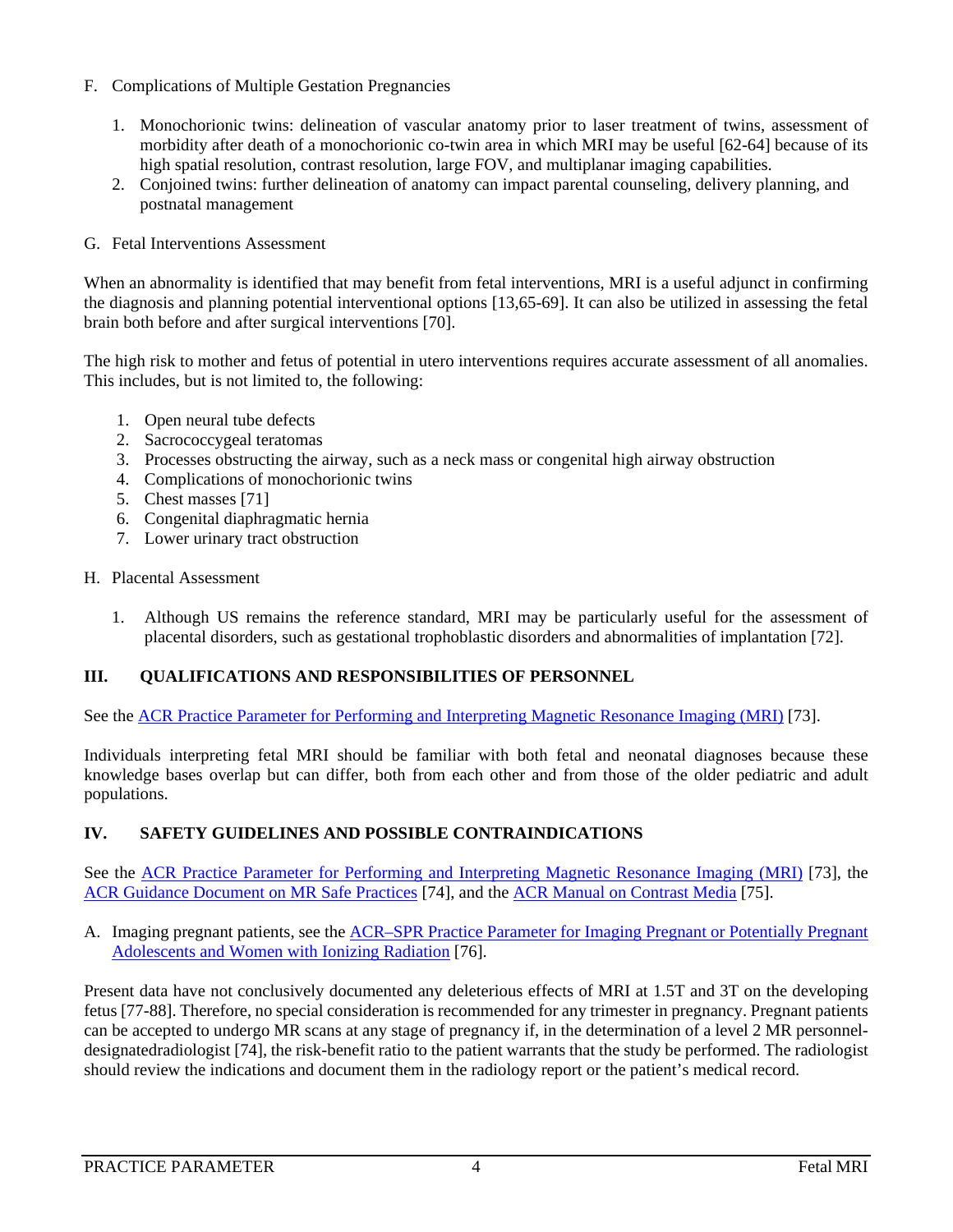F. Complications of Multiple Gestation Pregnancies

1. Monochorionic twins: delineation of vascular anatomy prior to laser treatment of twins, assessment of morbidity after death of a monochorionic co-twin area in which MRI may be useful [62-64] because of its high spatial resolution, contrast resolution, large FOV, and multiplanar imaging capabilities.
2. Conjoined twins: further delineation of anatomy can impact parental counseling, delivery planning, and postnatal management

G. Fetal Interventions Assessment

When an abnormality is identified that may benefit from fetal interventions, MRI is a useful adjunct in confirming the diagnosis and planning potential interventional options [13,65-69]. It can also be utilized in assessing the fetal brain both before and after surgical interventions [70].

The high risk to mother and fetus of potential in utero interventions requires accurate assessment of all anomalies. This includes, but is not limited to, the following:

1. Open neural tube defects
2. Sacrococcygeal teratomas
3. Processes obstructing the airway, such as a neck mass or congenital high airway obstruction
4. Complications of monochorionic twins
5. Chest masses [71]
6. Congenital diaphragmatic hernia
7. Lower urinary tract obstruction

H. Placental Assessment

1. Although US remains the reference standard, MRI may be particularly useful for the assessment of placental disorders, such as gestational trophoblastic disorders and abnormalities of implantation [72].

## III. QUALIFICATIONS AND RESPONSIBILITIES OF PERSONNEL

See the ACR Practice Parameter for Performing and Interpreting Magnetic Resonance Imaging (MRI) [73].

Individuals interpreting fetal MRI should be familiar with both fetal and neonatal diagnoses because these knowledge bases overlap but can differ, both from each other and from those of the older pediatric and adult populations.

## IV. SAFETY GUIDELINES AND POSSIBLE CONTRAINDICATIONS

See the ACR Practice Parameter for Performing and Interpreting Magnetic Resonance Imaging (MRI) [73], the ACR Guidance Document on MR Safe Practices [74], and the ACR Manual on Contrast Media [75].

A. Imaging pregnant patients, see the ACR–SPR Practice Parameter for Imaging Pregnant or Potentially Pregnant Adolescents and Women with Ionizing Radiation [76].

Present data have not conclusively documented any deleterious effects of MRI at 1.5T and 3T on the developing fetus [77-88]. Therefore, no special consideration is recommended for any trimester in pregnancy. Pregnant patients can be accepted to undergo MR scans at any stage of pregnancy if, in the determination of a level 2 MR personnel-designatedradiologist [74], the risk-benefit ratio to the patient warrants that the study be performed. The radiologist should review the indications and document them in the radiology report or the patient's medical record.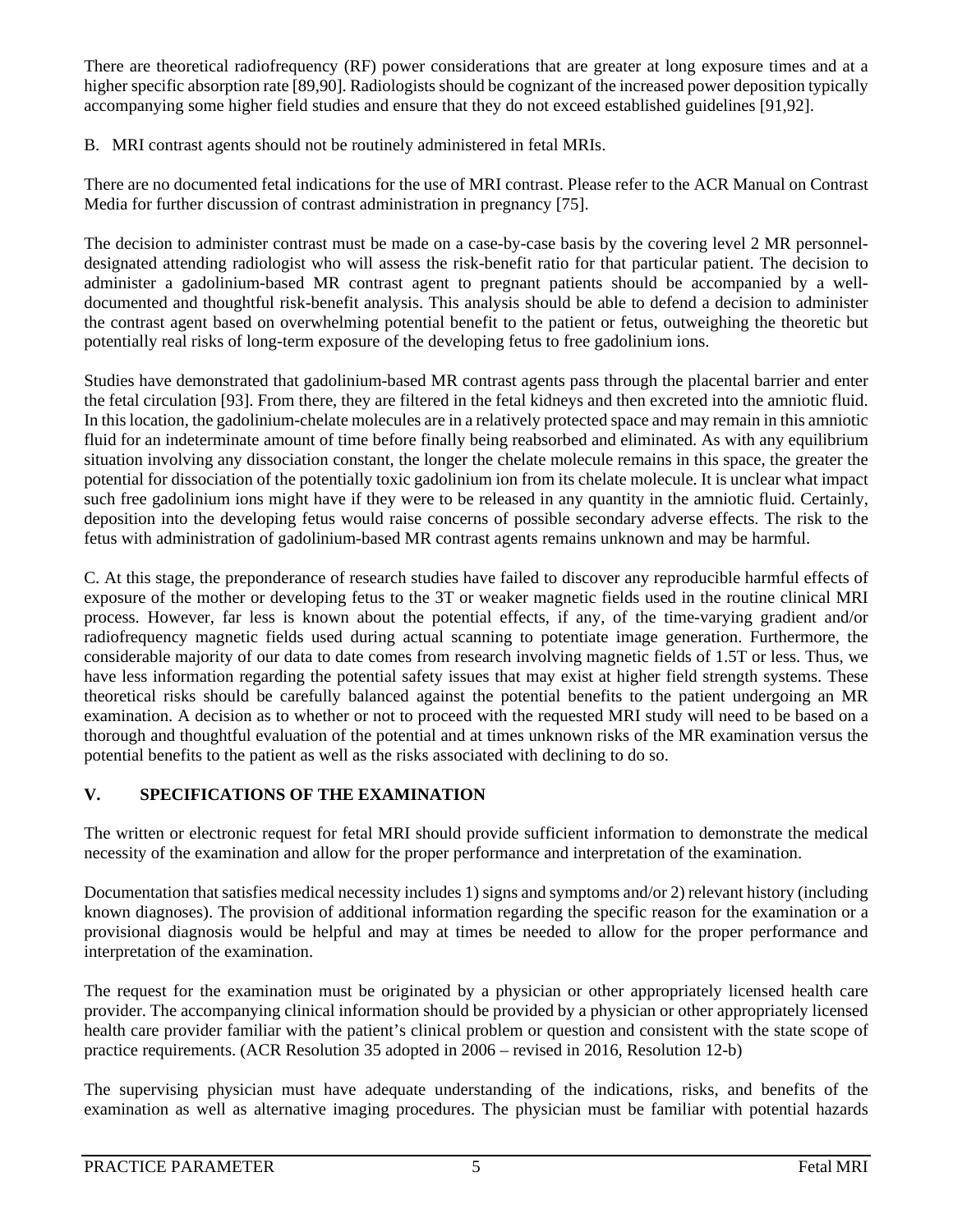There are theoretical radiofrequency (RF) power considerations that are greater at long exposure times and at a higher specific absorption rate [89,90]. Radiologists should be cognizant of the increased power deposition typically accompanying some higher field studies and ensure that they do not exceed established guidelines [91,92].

B. MRI contrast agents should not be routinely administered in fetal MRIs.

There are no documented fetal indications for the use of MRI contrast. Please refer to the ACR Manual on Contrast Media for further discussion of contrast administration in pregnancy [75].

The decision to administer contrast must be made on a case-by-case basis by the covering level 2 MR personnel-designated attending radiologist who will assess the risk-benefit ratio for that particular patient. The decision to administer a gadolinium-based MR contrast agent to pregnant patients should be accompanied by a well-documented and thoughtful risk-benefit analysis. This analysis should be able to defend a decision to administer the contrast agent based on overwhelming potential benefit to the patient or fetus, outweighing the theoretic but potentially real risks of long-term exposure of the developing fetus to free gadolinium ions.

Studies have demonstrated that gadolinium-based MR contrast agents pass through the placental barrier and enter the fetal circulation [93]. From there, they are filtered in the fetal kidneys and then excreted into the amniotic fluid. In this location, the gadolinium-chelate molecules are in a relatively protected space and may remain in this amniotic fluid for an indeterminate amount of time before finally being reabsorbed and eliminated. As with any equilibrium situation involving any dissociation constant, the longer the chelate molecule remains in this space, the greater the potential for dissociation of the potentially toxic gadolinium ion from its chelate molecule. It is unclear what impact such free gadolinium ions might have if they were to be released in any quantity in the amniotic fluid. Certainly, deposition into the developing fetus would raise concerns of possible secondary adverse effects. The risk to the fetus with administration of gadolinium-based MR contrast agents remains unknown and may be harmful.

C. At this stage, the preponderance of research studies have failed to discover any reproducible harmful effects of exposure of the mother or developing fetus to the 3T or weaker magnetic fields used in the routine clinical MRI process. However, far less is known about the potential effects, if any, of the time-varying gradient and/or radiofrequency magnetic fields used during actual scanning to potentiate image generation. Furthermore, the considerable majority of our data to date comes from research involving magnetic fields of 1.5T or less. Thus, we have less information regarding the potential safety issues that may exist at higher field strength systems. These theoretical risks should be carefully balanced against the potential benefits to the patient undergoing an MR examination. A decision as to whether or not to proceed with the requested MRI study will need to be based on a thorough and thoughtful evaluation of the potential and at times unknown risks of the MR examination versus the potential benefits to the patient as well as the risks associated with declining to do so.

## V. SPECIFICATIONS OF THE EXAMINATION

The written or electronic request for fetal MRI should provide sufficient information to demonstrate the medical necessity of the examination and allow for the proper performance and interpretation of the examination.

Documentation that satisfies medical necessity includes 1) signs and symptoms and/or 2) relevant history (including known diagnoses). The provision of additional information regarding the specific reason for the examination or a provisional diagnosis would be helpful and may at times be needed to allow for the proper performance and interpretation of the examination.

The request for the examination must be originated by a physician or other appropriately licensed health care provider. The accompanying clinical information should be provided by a physician or other appropriately licensed health care provider familiar with the patient's clinical problem or question and consistent with the state scope of practice requirements. (ACR Resolution 35 adopted in 2006 – revised in 2016, Resolution 12-b)

The supervising physician must have adequate understanding of the indications, risks, and benefits of the examination as well as alternative imaging procedures. The physician must be familiar with potential hazards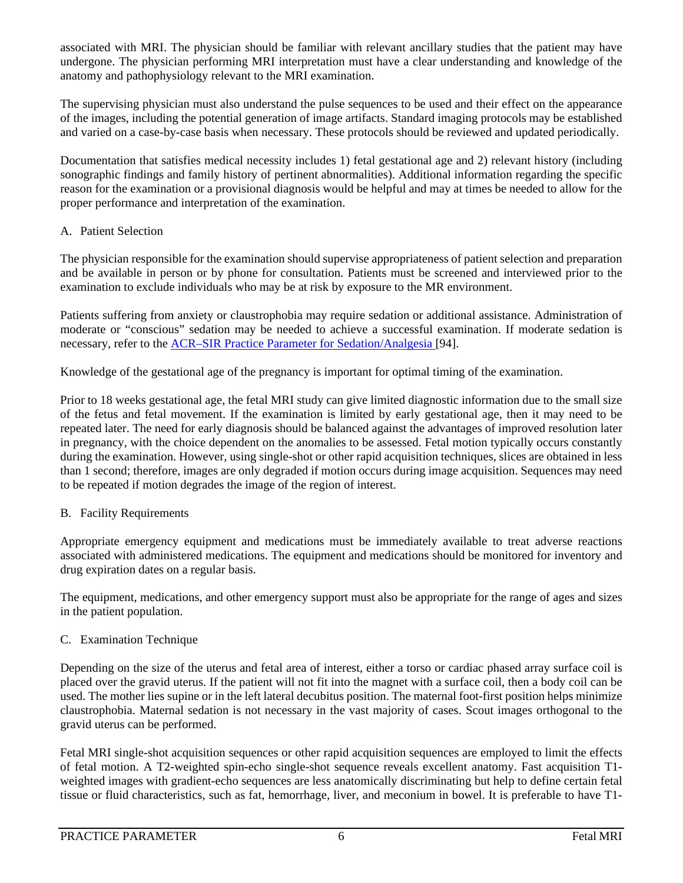associated with MRI. The physician should be familiar with relevant ancillary studies that the patient may have undergone. The physician performing MRI interpretation must have a clear understanding and knowledge of the anatomy and pathophysiology relevant to the MRI examination.

The supervising physician must also understand the pulse sequences to be used and their effect on the appearance of the images, including the potential generation of image artifacts. Standard imaging protocols may be established and varied on a case-by-case basis when necessary. These protocols should be reviewed and updated periodically.

Documentation that satisfies medical necessity includes 1) fetal gestational age and 2) relevant history (including sonographic findings and family history of pertinent abnormalities). Additional information regarding the specific reason for the examination or a provisional diagnosis would be helpful and may at times be needed to allow for the proper performance and interpretation of the examination.

### A. Patient Selection

The physician responsible for the examination should supervise appropriateness of patient selection and preparation and be available in person or by phone for consultation. Patients must be screened and interviewed prior to the examination to exclude individuals who may be at risk by exposure to the MR environment.

Patients suffering from anxiety or claustrophobia may require sedation or additional assistance. Administration of moderate or "conscious" sedation may be needed to achieve a successful examination. If moderate sedation is necessary, refer to the ACR–SIR Practice Parameter for Sedation/Analgesia [94].

Knowledge of the gestational age of the pregnancy is important for optimal timing of the examination.

Prior to 18 weeks gestational age, the fetal MRI study can give limited diagnostic information due to the small size of the fetus and fetal movement. If the examination is limited by early gestational age, then it may need to be repeated later. The need for early diagnosis should be balanced against the advantages of improved resolution later in pregnancy, with the choice dependent on the anomalies to be assessed. Fetal motion typically occurs constantly during the examination. However, using single-shot or other rapid acquisition techniques, slices are obtained in less than 1 second; therefore, images are only degraded if motion occurs during image acquisition. Sequences may need to be repeated if motion degrades the image of the region of interest.

### B. Facility Requirements

Appropriate emergency equipment and medications must be immediately available to treat adverse reactions associated with administered medications. The equipment and medications should be monitored for inventory and drug expiration dates on a regular basis.

The equipment, medications, and other emergency support must also be appropriate for the range of ages and sizes in the patient population.

### C. Examination Technique

Depending on the size of the uterus and fetal area of interest, either a torso or cardiac phased array surface coil is placed over the gravid uterus. If the patient will not fit into the magnet with a surface coil, then a body coil can be used. The mother lies supine or in the left lateral decubitus position. The maternal foot-first position helps minimize claustrophobia. Maternal sedation is not necessary in the vast majority of cases. Scout images orthogonal to the gravid uterus can be performed.

Fetal MRI single-shot acquisition sequences or other rapid acquisition sequences are employed to limit the effects of fetal motion. A T2-weighted spin-echo single-shot sequence reveals excellent anatomy. Fast acquisition T1-weighted images with gradient-echo sequences are less anatomically discriminating but help to define certain fetal tissue or fluid characteristics, such as fat, hemorrhage, liver, and meconium in bowel. It is preferable to have T1-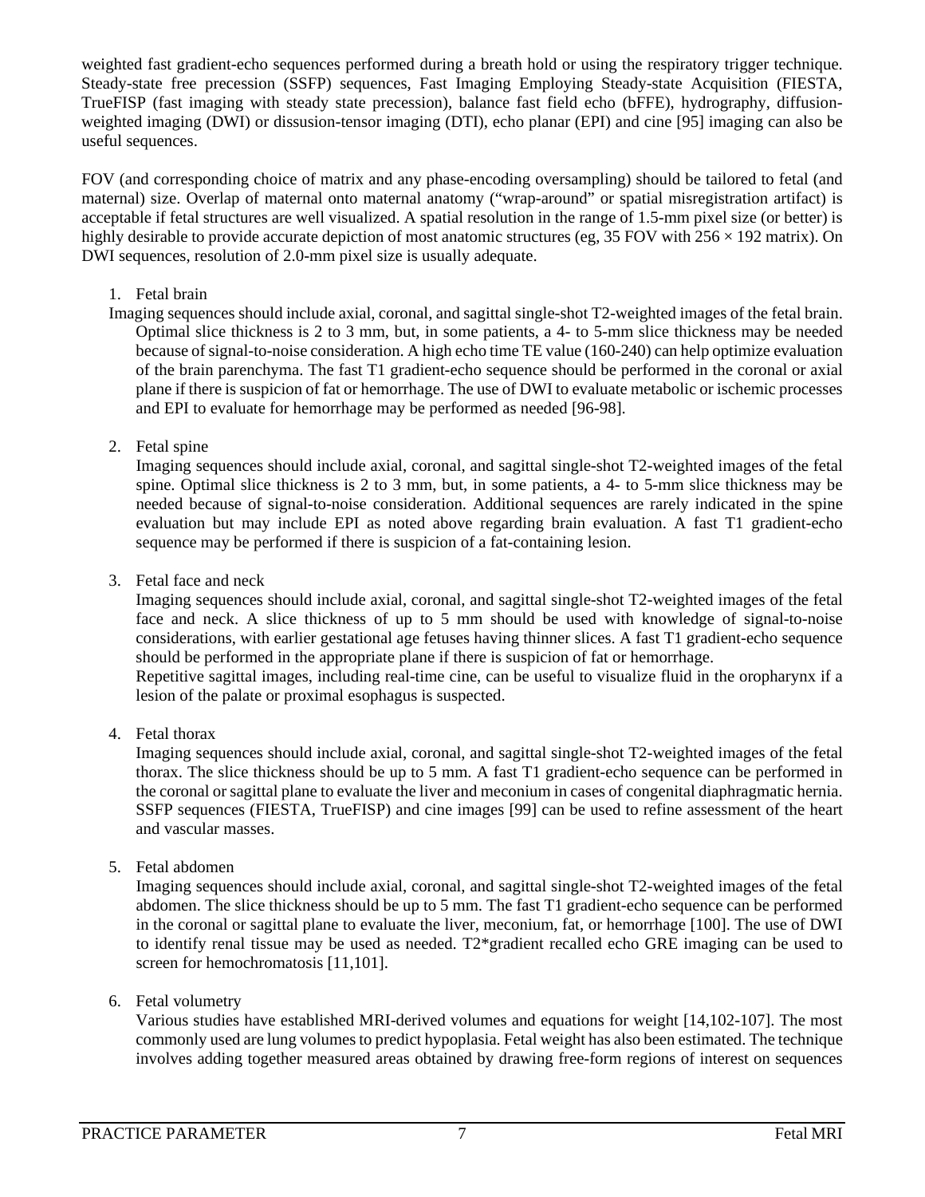weighted fast gradient-echo sequences performed during a breath hold or using the respiratory trigger technique. Steady-state free precession (SSFP) sequences, Fast Imaging Employing Steady-state Acquisition (FIESTA, TrueFISP (fast imaging with steady state precession), balance fast field echo (bFFE), hydrography, diffusion-weighted imaging (DWI) or dissusion-tensor imaging (DTI), echo planar (EPI) and cine [95] imaging can also be useful sequences.

FOV (and corresponding choice of matrix and any phase-encoding oversampling) should be tailored to fetal (and maternal) size. Overlap of maternal onto maternal anatomy ("wrap-around" or spatial misregistration artifact) is acceptable if fetal structures are well visualized. A spatial resolution in the range of 1.5-mm pixel size (or better) is highly desirable to provide accurate depiction of most anatomic structures (eg, 35 FOV with 256 × 192 matrix). On DWI sequences, resolution of 2.0-mm pixel size is usually adequate.

1. Fetal brain

   Imaging sequences should include axial, coronal, and sagittal single-shot T2-weighted images of the fetal brain. Optimal slice thickness is 2 to 3 mm, but, in some patients, a 4- to 5-mm slice thickness may be needed because of signal-to-noise consideration. A high echo time TE value (160-240) can help optimize evaluation of the brain parenchyma. The fast T1 gradient-echo sequence should be performed in the coronal or axial plane if there is suspicion of fat or hemorrhage. The use of DWI to evaluate metabolic or ischemic processes and EPI to evaluate for hemorrhage may be performed as needed [96-98].

2. Fetal spine

   Imaging sequences should include axial, coronal, and sagittal single-shot T2-weighted images of the fetal spine. Optimal slice thickness is 2 to 3 mm, but, in some patients, a 4- to 5-mm slice thickness may be needed because of signal-to-noise consideration. Additional sequences are rarely indicated in the spine evaluation but may include EPI as noted above regarding brain evaluation. A fast T1 gradient-echo sequence may be performed if there is suspicion of a fat-containing lesion.

3. Fetal face and neck

   Imaging sequences should include axial, coronal, and sagittal single-shot T2-weighted images of the fetal face and neck. A slice thickness of up to 5 mm should be used with knowledge of signal-to-noise considerations, with earlier gestational age fetuses having thinner slices. A fast T1 gradient-echo sequence should be performed in the appropriate plane if there is suspicion of fat or hemorrhage.

   Repetitive sagittal images, including real-time cine, can be useful to visualize fluid in the oropharynx if a lesion of the palate or proximal esophagus is suspected.

4. Fetal thorax

   Imaging sequences should include axial, coronal, and sagittal single-shot T2-weighted images of the fetal thorax. The slice thickness should be up to 5 mm. A fast T1 gradient-echo sequence can be performed in the coronal or sagittal plane to evaluate the liver and meconium in cases of congenital diaphragmatic hernia. SSFP sequences (FIESTA, TrueFISP) and cine images [99] can be used to refine assessment of the heart and vascular masses.

5. Fetal abdomen

   Imaging sequences should include axial, coronal, and sagittal single-shot T2-weighted images of the fetal abdomen. The slice thickness should be up to 5 mm. The fast T1 gradient-echo sequence can be performed in the coronal or sagittal plane to evaluate the liver, meconium, fat, or hemorrhage [100]. The use of DWI to identify renal tissue may be used as needed. T2*gradient recalled echo GRE imaging can be used to screen for hemochromatosis [11,101].

6. Fetal volumetry

   Various studies have established MRI-derived volumes and equations for weight [14,102-107]. The most commonly used are lung volumes to predict hypoplasia. Fetal weight has also been estimated. The technique involves adding together measured areas obtained by drawing free-form regions of interest on sequences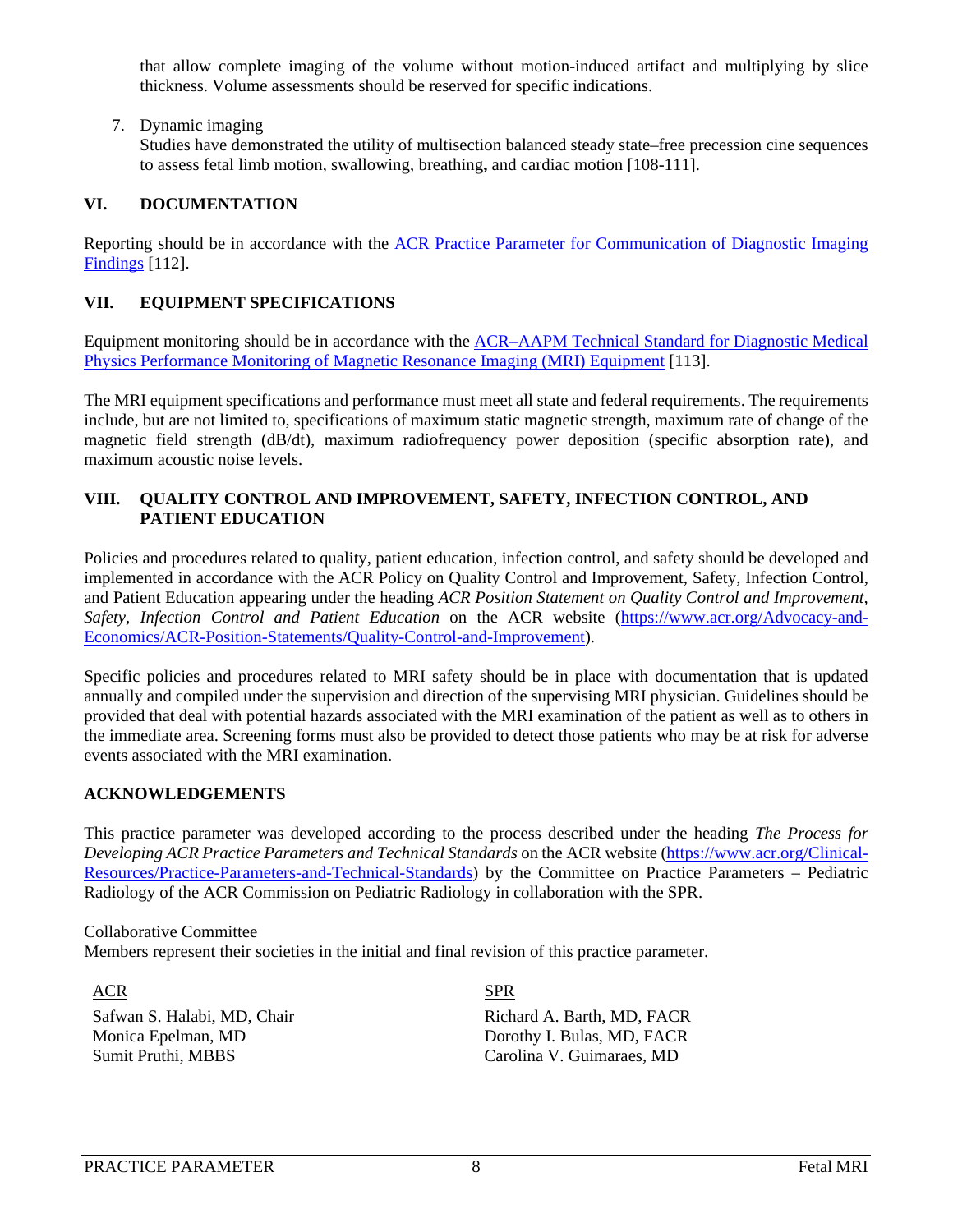that allow complete imaging of the volume without motion-induced artifact and multiplying by slice thickness. Volume assessments should be reserved for specific indications.

7. Dynamic imaging

   Studies have demonstrated the utility of multisection balanced steady state–free precession cine sequences to assess fetal limb motion, swallowing, breathing**,** and cardiac motion [108-111].

## VI. DOCUMENTATION

Reporting should be in accordance with the [ACR Practice Parameter for Communication of Diagnostic Imaging Findings](https://www.acr.org) [112].

## VII. EQUIPMENT SPECIFICATIONS

Equipment monitoring should be in accordance with the [ACR–AAPM Technical Standard for Diagnostic Medical Physics Performance Monitoring of Magnetic Resonance Imaging (MRI) Equipment](https://www.acr.org) [113].

The MRI equipment specifications and performance must meet all state and federal requirements. The requirements include, but are not limited to, specifications of maximum static magnetic strength, maximum rate of change of the magnetic field strength (dB/dt), maximum radiofrequency power deposition (specific absorption rate), and maximum acoustic noise levels.

## VIII. QUALITY CONTROL AND IMPROVEMENT, SAFETY, INFECTION CONTROL, AND PATIENT EDUCATION

Policies and procedures related to quality, patient education, infection control, and safety should be developed and implemented in accordance with the ACR Policy on Quality Control and Improvement, Safety, Infection Control, and Patient Education appearing under the heading *ACR Position Statement on Quality Control and Improvement, Safety, Infection Control and Patient Education* on the ACR website ([https://www.acr.org/Advocacy-and-Economics/ACR-Position-Statements/Quality-Control-and-Improvement](https://www.acr.org/Advocacy-and-Economics/ACR-Position-Statements/Quality-Control-and-Improvement)).

Specific policies and procedures related to MRI safety should be in place with documentation that is updated annually and compiled under the supervision and direction of the supervising MRI physician. Guidelines should be provided that deal with potential hazards associated with the MRI examination of the patient as well as to others in the immediate area. Screening forms must also be provided to detect those patients who may be at risk for adverse events associated with the MRI examination.

## ACKNOWLEDGEMENTS

This practice parameter was developed according to the process described under the heading *The Process for Developing ACR Practice Parameters and Technical Standards* on the ACR website ([https://www.acr.org/Clinical-Resources/Practice-Parameters-and-Technical-Standards](https://www.acr.org/Clinical-Resources/Practice-Parameters-and-Technical-Standards)) by the Committee on Practice Parameters – Pediatric Radiology of the ACR Commission on Pediatric Radiology in collaboration with the SPR.

<u>Collaborative Committee</u>

Members represent their societies in the initial and final revision of this practice parameter.

<u>ACR</u>

Safwan S. Halabi, MD, Chair
Monica Epelman, MD
Sumit Pruthi, MBBS

<u>SPR</u>

Richard A. Barth, MD, FACR
Dorothy I. Bulas, MD, FACR
Carolina V. Guimaraes, MD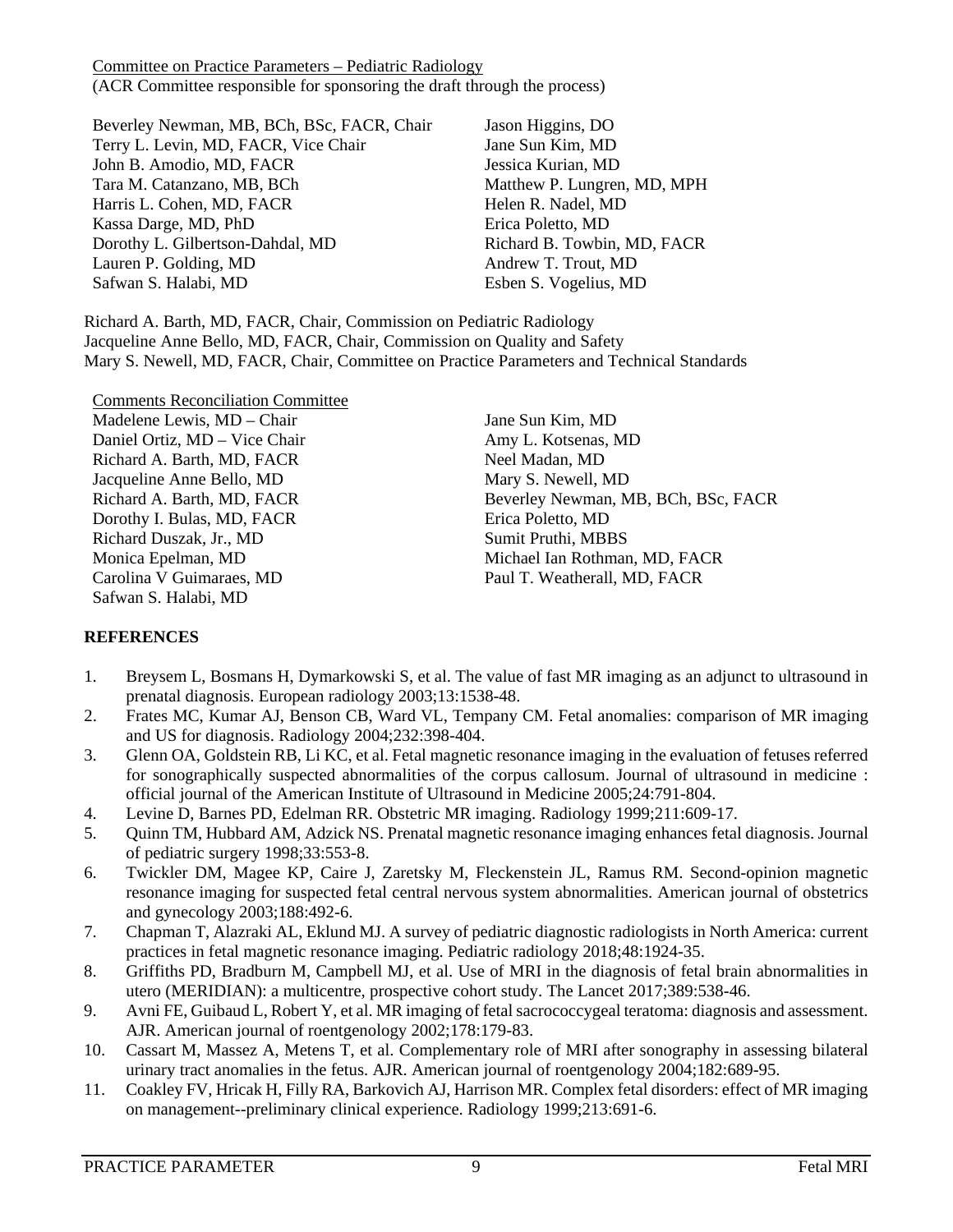Committee on Practice Parameters – Pediatric Radiology
(ACR Committee responsible for sponsoring the draft through the process)

Beverley Newman, MB, BCh, BSc, FACR, Chair
Terry L. Levin, MD, FACR, Vice Chair
John B. Amodio, MD, FACR
Tara M. Catanzano, MB, BCh
Harris L. Cohen, MD, FACR
Kassa Darge, MD, PhD
Dorothy L. Gilbertson-Dahdal, MD
Lauren P. Golding, MD
Safwan S. Halabi, MD
Jason Higgins, DO
Jane Sun Kim, MD
Jessica Kurian, MD
Matthew P. Lungren, MD, MPH
Helen R. Nadel, MD
Erica Poletto, MD
Richard B. Towbin, MD, FACR
Andrew T. Trout, MD
Esben S. Vogelius, MD

Richard A. Barth, MD, FACR, Chair, Commission on Pediatric Radiology
Jacqueline Anne Bello, MD, FACR, Chair, Commission on Quality and Safety
Mary S. Newell, MD, FACR, Chair, Committee on Practice Parameters and Technical Standards

Comments Reconciliation Committee
Madelene Lewis, MD – Chair
Daniel Ortiz, MD – Vice Chair
Richard A. Barth, MD, FACR
Jacqueline Anne Bello, MD
Richard A. Barth, MD, FACR
Dorothy I. Bulas, MD, FACR
Richard Duszak, Jr., MD
Monica Epelman, MD
Carolina V Guimaraes, MD
Safwan S. Halabi, MD
Jane Sun Kim, MD
Amy L. Kotsenas, MD
Neel Madan, MD
Mary S. Newell, MD
Beverley Newman, MB, BCh, BSc, FACR
Erica Poletto, MD
Sumit Pruthi, MBBS
Michael Ian Rothman, MD, FACR
Paul T. Weatherall, MD, FACR

**REFERENCES**

1. Breysem L, Bosmans H, Dymarkowski S, et al. The value of fast MR imaging as an adjunct to ultrasound in prenatal diagnosis. European radiology 2003;13:1538-48.
2. Frates MC, Kumar AJ, Benson CB, Ward VL, Tempany CM. Fetal anomalies: comparison of MR imaging and US for diagnosis. Radiology 2004;232:398-404.
3. Glenn OA, Goldstein RB, Li KC, et al. Fetal magnetic resonance imaging in the evaluation of fetuses referred for sonographically suspected abnormalities of the corpus callosum. Journal of ultrasound in medicine : official journal of the American Institute of Ultrasound in Medicine 2005;24:791-804.
4. Levine D, Barnes PD, Edelman RR. Obstetric MR imaging. Radiology 1999;211:609-17.
5. Quinn TM, Hubbard AM, Adzick NS. Prenatal magnetic resonance imaging enhances fetal diagnosis. Journal of pediatric surgery 1998;33:553-8.
6. Twickler DM, Magee KP, Caire J, Zaretsky M, Fleckenstein JL, Ramus RM. Second-opinion magnetic resonance imaging for suspected fetal central nervous system abnormalities. American journal of obstetrics and gynecology 2003;188:492-6.
7. Chapman T, Alazraki AL, Eklund MJ. A survey of pediatric diagnostic radiologists in North America: current practices in fetal magnetic resonance imaging. Pediatric radiology 2018;48:1924-35.
8. Griffiths PD, Bradburn M, Campbell MJ, et al. Use of MRI in the diagnosis of fetal brain abnormalities in utero (MERIDIAN): a multicentre, prospective cohort study. The Lancet 2017;389:538-46.
9. Avni FE, Guibaud L, Robert Y, et al. MR imaging of fetal sacrococcygeal teratoma: diagnosis and assessment. AJR. American journal of roentgenology 2002;178:179-83.
10. Cassart M, Massez A, Metens T, et al. Complementary role of MRI after sonography in assessing bilateral urinary tract anomalies in the fetus. AJR. American journal of roentgenology 2004;182:689-95.
11. Coakley FV, Hricak H, Filly RA, Barkovich AJ, Harrison MR. Complex fetal disorders: effect of MR imaging on management--preliminary clinical experience. Radiology 1999;213:691-6.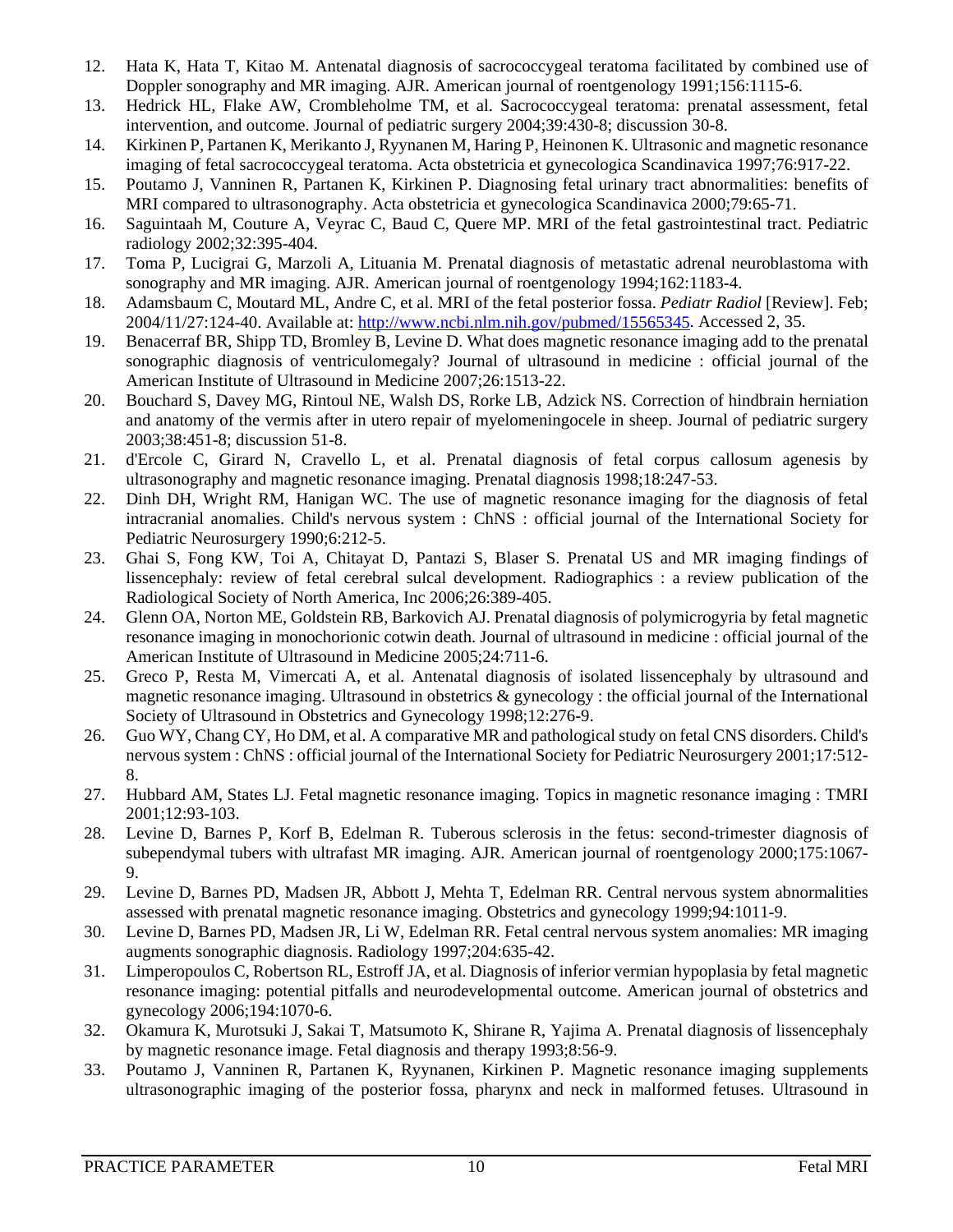12. Hata K, Hata T, Kitao M. Antenatal diagnosis of sacrococcygeal teratoma facilitated by combined use of Doppler sonography and MR imaging. AJR. American journal of roentgenology 1991;156:1115-6.
13. Hedrick HL, Flake AW, Crombleholme TM, et al. Sacrococcygeal teratoma: prenatal assessment, fetal intervention, and outcome. Journal of pediatric surgery 2004;39:430-8; discussion 30-8.
14. Kirkinen P, Partanen K, Merikanto J, Ryynanen M, Haring P, Heinonen K. Ultrasonic and magnetic resonance imaging of fetal sacrococcygeal teratoma. Acta obstetricia et gynecologica Scandinavica 1997;76:917-22.
15. Poutamo J, Vanninen R, Partanen K, Kirkinen P. Diagnosing fetal urinary tract abnormalities: benefits of MRI compared to ultrasonography. Acta obstetricia et gynecologica Scandinavica 2000;79:65-71.
16. Saguintaah M, Couture A, Veyrac C, Baud C, Quere MP. MRI of the fetal gastrointestinal tract. Pediatric radiology 2002;32:395-404.
17. Toma P, Lucigrai G, Marzoli A, Lituania M. Prenatal diagnosis of metastatic adrenal neuroblastoma with sonography and MR imaging. AJR. American journal of roentgenology 1994;162:1183-4.
18. Adamsbaum C, Moutard ML, Andre C, et al. MRI of the fetal posterior fossa. *Pediatr Radiol* [Review]. Feb; 2004/11/27:124-40. Available at: http://www.ncbi.nlm.nih.gov/pubmed/15565345. Accessed 2, 35.
19. Benacerraf BR, Shipp TD, Bromley B, Levine D. What does magnetic resonance imaging add to the prenatal sonographic diagnosis of ventriculomegaly? Journal of ultrasound in medicine : official journal of the American Institute of Ultrasound in Medicine 2007;26:1513-22.
20. Bouchard S, Davey MG, Rintoul NE, Walsh DS, Rorke LB, Adzick NS. Correction of hindbrain herniation and anatomy of the vermis after in utero repair of myelomeningocele in sheep. Journal of pediatric surgery 2003;38:451-8; discussion 51-8.
21. d'Ercole C, Girard N, Cravello L, et al. Prenatal diagnosis of fetal corpus callosum agenesis by ultrasonography and magnetic resonance imaging. Prenatal diagnosis 1998;18:247-53.
22. Dinh DH, Wright RM, Hanigan WC. The use of magnetic resonance imaging for the diagnosis of fetal intracranial anomalies. Child's nervous system : ChNS : official journal of the International Society for Pediatric Neurosurgery 1990;6:212-5.
23. Ghai S, Fong KW, Toi A, Chitayat D, Pantazi S, Blaser S. Prenatal US and MR imaging findings of lissencephaly: review of fetal cerebral sulcal development. Radiographics : a review publication of the Radiological Society of North America, Inc 2006;26:389-405.
24. Glenn OA, Norton ME, Goldstein RB, Barkovich AJ. Prenatal diagnosis of polymicrogyria by fetal magnetic resonance imaging in monochorionic cotwin death. Journal of ultrasound in medicine : official journal of the American Institute of Ultrasound in Medicine 2005;24:711-6.
25. Greco P, Resta M, Vimercati A, et al. Antenatal diagnosis of isolated lissencephaly by ultrasound and magnetic resonance imaging. Ultrasound in obstetrics & gynecology : the official journal of the International Society of Ultrasound in Obstetrics and Gynecology 1998;12:276-9.
26. Guo WY, Chang CY, Ho DM, et al. A comparative MR and pathological study on fetal CNS disorders. Child's nervous system : ChNS : official journal of the International Society for Pediatric Neurosurgery 2001;17:512-8.
27. Hubbard AM, States LJ. Fetal magnetic resonance imaging. Topics in magnetic resonance imaging : TMRI 2001;12:93-103.
28. Levine D, Barnes P, Korf B, Edelman R. Tuberous sclerosis in the fetus: second-trimester diagnosis of subependymal tubers with ultrafast MR imaging. AJR. American journal of roentgenology 2000;175:1067-9.
29. Levine D, Barnes PD, Madsen JR, Abbott J, Mehta T, Edelman RR. Central nervous system abnormalities assessed with prenatal magnetic resonance imaging. Obstetrics and gynecology 1999;94:1011-9.
30. Levine D, Barnes PD, Madsen JR, Li W, Edelman RR. Fetal central nervous system anomalies: MR imaging augments sonographic diagnosis. Radiology 1997;204:635-42.
31. Limperopoulos C, Robertson RL, Estroff JA, et al. Diagnosis of inferior vermian hypoplasia by fetal magnetic resonance imaging: potential pitfalls and neurodevelopmental outcome. American journal of obstetrics and gynecology 2006;194:1070-6.
32. Okamura K, Murotsuki J, Sakai T, Matsumoto K, Shirane R, Yajima A. Prenatal diagnosis of lissencephaly by magnetic resonance image. Fetal diagnosis and therapy 1993;8:56-9.
33. Poutamo J, Vanninen R, Partanen K, Ryynanen, Kirkinen P. Magnetic resonance imaging supplements ultrasonographic imaging of the posterior fossa, pharynx and neck in malformed fetuses. Ultrasound in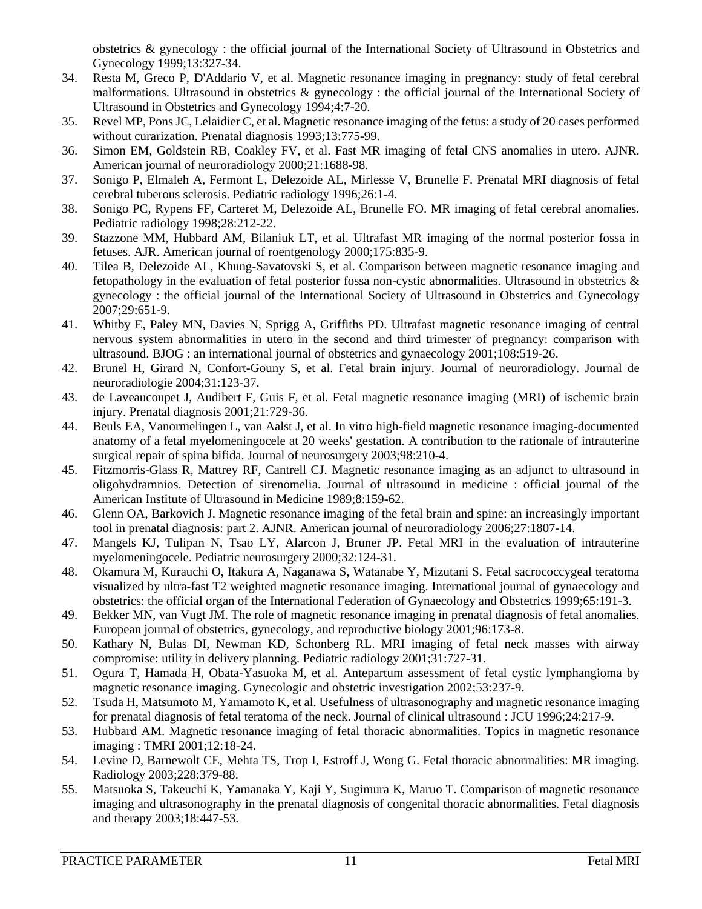obstetrics & gynecology : the official journal of the International Society of Ultrasound in Obstetrics and Gynecology 1999;13:327-34.

34. Resta M, Greco P, D'Addario V, et al. Magnetic resonance imaging in pregnancy: study of fetal cerebral malformations. Ultrasound in obstetrics & gynecology : the official journal of the International Society of Ultrasound in Obstetrics and Gynecology 1994;4:7-20.
35. Revel MP, Pons JC, Lelaidier C, et al. Magnetic resonance imaging of the fetus: a study of 20 cases performed without curarization. Prenatal diagnosis 1993;13:775-99.
36. Simon EM, Goldstein RB, Coakley FV, et al. Fast MR imaging of fetal CNS anomalies in utero. AJNR. American journal of neuroradiology 2000;21:1688-98.
37. Sonigo P, Elmaleh A, Fermont L, Delezoide AL, Mirlesse V, Brunelle F. Prenatal MRI diagnosis of fetal cerebral tuberous sclerosis. Pediatric radiology 1996;26:1-4.
38. Sonigo PC, Rypens FF, Carteret M, Delezoide AL, Brunelle FO. MR imaging of fetal cerebral anomalies. Pediatric radiology 1998;28:212-22.
39. Stazzone MM, Hubbard AM, Bilaniuk LT, et al. Ultrafast MR imaging of the normal posterior fossa in fetuses. AJR. American journal of roentgenology 2000;175:835-9.
40. Tilea B, Delezoide AL, Khung-Savatovski S, et al. Comparison between magnetic resonance imaging and fetopathology in the evaluation of fetal posterior fossa non-cystic abnormalities. Ultrasound in obstetrics & gynecology : the official journal of the International Society of Ultrasound in Obstetrics and Gynecology 2007;29:651-9.
41. Whitby E, Paley MN, Davies N, Sprigg A, Griffiths PD. Ultrafast magnetic resonance imaging of central nervous system abnormalities in utero in the second and third trimester of pregnancy: comparison with ultrasound. BJOG : an international journal of obstetrics and gynaecology 2001;108:519-26.
42. Brunel H, Girard N, Confort-Gouny S, et al. Fetal brain injury. Journal of neuroradiology. Journal de neuroradiologie 2004;31:123-37.
43. de Laveaucoupet J, Audibert F, Guis F, et al. Fetal magnetic resonance imaging (MRI) of ischemic brain injury. Prenatal diagnosis 2001;21:729-36.
44. Beuls EA, Vanormelingen L, van Aalst J, et al. In vitro high-field magnetic resonance imaging-documented anatomy of a fetal myelomeningocele at 20 weeks' gestation. A contribution to the rationale of intrauterine surgical repair of spina bifida. Journal of neurosurgery 2003;98:210-4.
45. Fitzmorris-Glass R, Mattrey RF, Cantrell CJ. Magnetic resonance imaging as an adjunct to ultrasound in oligohydramnios. Detection of sirenomelia. Journal of ultrasound in medicine : official journal of the American Institute of Ultrasound in Medicine 1989;8:159-62.
46. Glenn OA, Barkovich J. Magnetic resonance imaging of the fetal brain and spine: an increasingly important tool in prenatal diagnosis: part 2. AJNR. American journal of neuroradiology 2006;27:1807-14.
47. Mangels KJ, Tulipan N, Tsao LY, Alarcon J, Bruner JP. Fetal MRI in the evaluation of intrauterine myelomeningocele. Pediatric neurosurgery 2000;32:124-31.
48. Okamura M, Kurauchi O, Itakura A, Naganawa S, Watanabe Y, Mizutani S. Fetal sacrococcygeal teratoma visualized by ultra-fast T2 weighted magnetic resonance imaging. International journal of gynaecology and obstetrics: the official organ of the International Federation of Gynaecology and Obstetrics 1999;65:191-3.
49. Bekker MN, van Vugt JM. The role of magnetic resonance imaging in prenatal diagnosis of fetal anomalies. European journal of obstetrics, gynecology, and reproductive biology 2001;96:173-8.
50. Kathary N, Bulas DI, Newman KD, Schonberg RL. MRI imaging of fetal neck masses with airway compromise: utility in delivery planning. Pediatric radiology 2001;31:727-31.
51. Ogura T, Hamada H, Obata-Yasuoka M, et al. Antepartum assessment of fetal cystic lymphangioma by magnetic resonance imaging. Gynecologic and obstetric investigation 2002;53:237-9.
52. Tsuda H, Matsumoto M, Yamamoto K, et al. Usefulness of ultrasonography and magnetic resonance imaging for prenatal diagnosis of fetal teratoma of the neck. Journal of clinical ultrasound : JCU 1996;24:217-9.
53. Hubbard AM. Magnetic resonance imaging of fetal thoracic abnormalities. Topics in magnetic resonance imaging : TMRI 2001;12:18-24.
54. Levine D, Barnewolt CE, Mehta TS, Trop I, Estroff J, Wong G. Fetal thoracic abnormalities: MR imaging. Radiology 2003;228:379-88.
55. Matsuoka S, Takeuchi K, Yamanaka Y, Kaji Y, Sugimura K, Maruo T. Comparison of magnetic resonance imaging and ultrasonography in the prenatal diagnosis of congenital thoracic abnormalities. Fetal diagnosis and therapy 2003;18:447-53.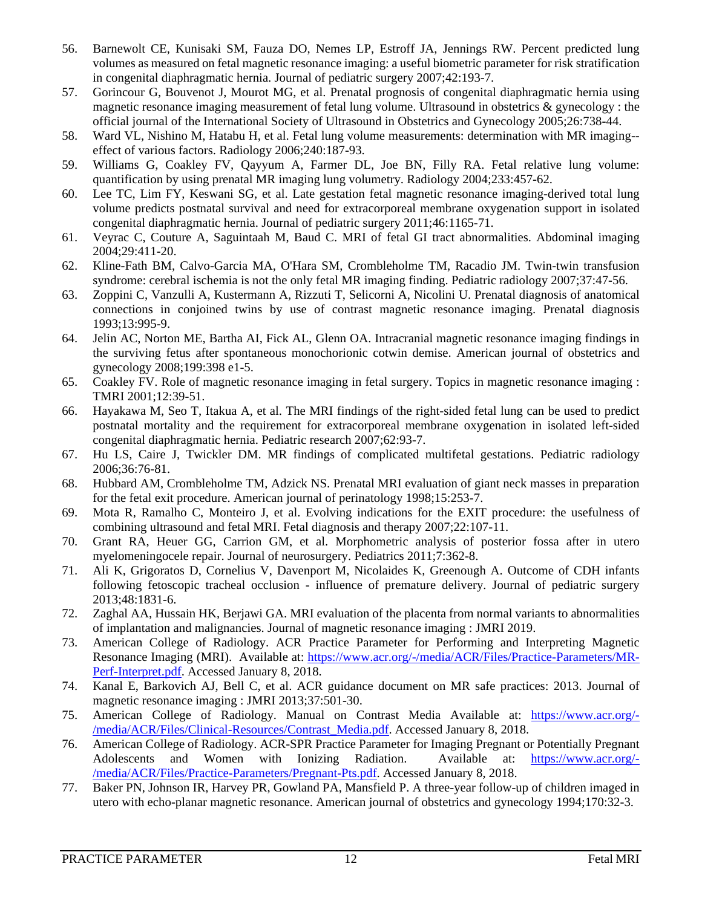56. Barnewolt CE, Kunisaki SM, Fauza DO, Nemes LP, Estroff JA, Jennings RW. Percent predicted lung volumes as measured on fetal magnetic resonance imaging: a useful biometric parameter for risk stratification in congenital diaphragmatic hernia. Journal of pediatric surgery 2007;42:193-7.
57. Gorincour G, Bouvenot J, Mourot MG, et al. Prenatal prognosis of congenital diaphragmatic hernia using magnetic resonance imaging measurement of fetal lung volume. Ultrasound in obstetrics & gynecology : the official journal of the International Society of Ultrasound in Obstetrics and Gynecology 2005;26:738-44.
58. Ward VL, Nishino M, Hatabu H, et al. Fetal lung volume measurements: determination with MR imaging--effect of various factors. Radiology 2006;240:187-93.
59. Williams G, Coakley FV, Qayyum A, Farmer DL, Joe BN, Filly RA. Fetal relative lung volume: quantification by using prenatal MR imaging lung volumetry. Radiology 2004;233:457-62.
60. Lee TC, Lim FY, Keswani SG, et al. Late gestation fetal magnetic resonance imaging-derived total lung volume predicts postnatal survival and need for extracorporeal membrane oxygenation support in isolated congenital diaphragmatic hernia. Journal of pediatric surgery 2011;46:1165-71.
61. Veyrac C, Couture A, Saguintaah M, Baud C. MRI of fetal GI tract abnormalities. Abdominal imaging 2004;29:411-20.
62. Kline-Fath BM, Calvo-Garcia MA, O'Hara SM, Crombleholme TM, Racadio JM. Twin-twin transfusion syndrome: cerebral ischemia is not the only fetal MR imaging finding. Pediatric radiology 2007;37:47-56.
63. Zoppini C, Vanzulli A, Kustermann A, Rizzuti T, Selicorni A, Nicolini U. Prenatal diagnosis of anatomical connections in conjoined twins by use of contrast magnetic resonance imaging. Prenatal diagnosis 1993;13:995-9.
64. Jelin AC, Norton ME, Bartha AI, Fick AL, Glenn OA. Intracranial magnetic resonance imaging findings in the surviving fetus after spontaneous monochorionic cotwin demise. American journal of obstetrics and gynecology 2008;199:398 e1-5.
65. Coakley FV. Role of magnetic resonance imaging in fetal surgery. Topics in magnetic resonance imaging : TMRI 2001;12:39-51.
66. Hayakawa M, Seo T, Itakua A, et al. The MRI findings of the right-sided fetal lung can be used to predict postnatal mortality and the requirement for extracorporeal membrane oxygenation in isolated left-sided congenital diaphragmatic hernia. Pediatric research 2007;62:93-7.
67. Hu LS, Caire J, Twickler DM. MR findings of complicated multifetal gestations. Pediatric radiology 2006;36:76-81.
68. Hubbard AM, Crombleholme TM, Adzick NS. Prenatal MRI evaluation of giant neck masses in preparation for the fetal exit procedure. American journal of perinatology 1998;15:253-7.
69. Mota R, Ramalho C, Monteiro J, et al. Evolving indications for the EXIT procedure: the usefulness of combining ultrasound and fetal MRI. Fetal diagnosis and therapy 2007;22:107-11.
70. Grant RA, Heuer GG, Carrion GM, et al. Morphometric analysis of posterior fossa after in utero myelomeningocele repair. Journal of neurosurgery. Pediatrics 2011;7:362-8.
71. Ali K, Grigoratos D, Cornelius V, Davenport M, Nicolaides K, Greenough A. Outcome of CDH infants following fetoscopic tracheal occlusion - influence of premature delivery. Journal of pediatric surgery 2013;48:1831-6.
72. Zaghal AA, Hussain HK, Berjawi GA. MRI evaluation of the placenta from normal variants to abnormalities of implantation and malignancies. Journal of magnetic resonance imaging : JMRI 2019.
73. American College of Radiology. ACR Practice Parameter for Performing and Interpreting Magnetic Resonance Imaging (MRI). Available at: https://www.acr.org/-/media/ACR/Files/Practice-Parameters/MR-Perf-Interpret.pdf. Accessed January 8, 2018.
74. Kanal E, Barkovich AJ, Bell C, et al. ACR guidance document on MR safe practices: 2013. Journal of magnetic resonance imaging : JMRI 2013;37:501-30.
75. American College of Radiology. Manual on Contrast Media Available at: https://www.acr.org/-/media/ACR/Files/Clinical-Resources/Contrast_Media.pdf. Accessed January 8, 2018.
76. American College of Radiology. ACR-SPR Practice Parameter for Imaging Pregnant or Potentially Pregnant Adolescents and Women with Ionizing Radiation. Available at: https://www.acr.org/-/media/ACR/Files/Practice-Parameters/Pregnant-Pts.pdf. Accessed January 8, 2018.
77. Baker PN, Johnson IR, Harvey PR, Gowland PA, Mansfield P. A three-year follow-up of children imaged in utero with echo-planar magnetic resonance. American journal of obstetrics and gynecology 1994;170:32-3.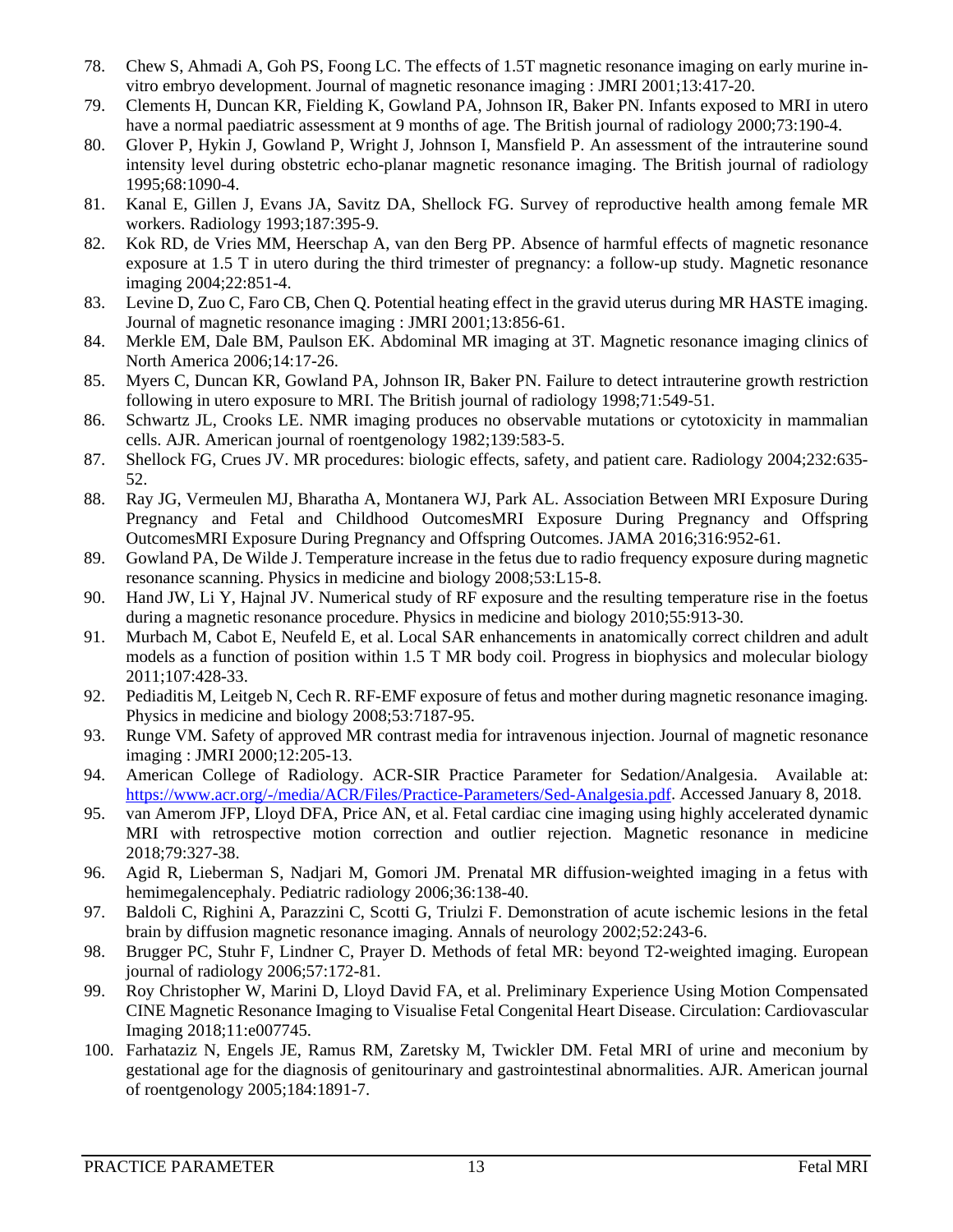78. Chew S, Ahmadi A, Goh PS, Foong LC. The effects of 1.5T magnetic resonance imaging on early murine in-vitro embryo development. Journal of magnetic resonance imaging : JMRI 2001;13:417-20.
79. Clements H, Duncan KR, Fielding K, Gowland PA, Johnson IR, Baker PN. Infants exposed to MRI in utero have a normal paediatric assessment at 9 months of age. The British journal of radiology 2000;73:190-4.
80. Glover P, Hykin J, Gowland P, Wright J, Johnson I, Mansfield P. An assessment of the intrauterine sound intensity level during obstetric echo-planar magnetic resonance imaging. The British journal of radiology 1995;68:1090-4.
81. Kanal E, Gillen J, Evans JA, Savitz DA, Shellock FG. Survey of reproductive health among female MR workers. Radiology 1993;187:395-9.
82. Kok RD, de Vries MM, Heerschap A, van den Berg PP. Absence of harmful effects of magnetic resonance exposure at 1.5 T in utero during the third trimester of pregnancy: a follow-up study. Magnetic resonance imaging 2004;22:851-4.
83. Levine D, Zuo C, Faro CB, Chen Q. Potential heating effect in the gravid uterus during MR HASTE imaging. Journal of magnetic resonance imaging : JMRI 2001;13:856-61.
84. Merkle EM, Dale BM, Paulson EK. Abdominal MR imaging at 3T. Magnetic resonance imaging clinics of North America 2006;14:17-26.
85. Myers C, Duncan KR, Gowland PA, Johnson IR, Baker PN. Failure to detect intrauterine growth restriction following in utero exposure to MRI. The British journal of radiology 1998;71:549-51.
86. Schwartz JL, Crooks LE. NMR imaging produces no observable mutations or cytotoxicity in mammalian cells. AJR. American journal of roentgenology 1982;139:583-5.
87. Shellock FG, Crues JV. MR procedures: biologic effects, safety, and patient care. Radiology 2004;232:635-52.
88. Ray JG, Vermeulen MJ, Bharatha A, Montanera WJ, Park AL. Association Between MRI Exposure During Pregnancy and Fetal and Childhood OutcomesMRI Exposure During Pregnancy and Offspring OutcomesMRI Exposure During Pregnancy and Offspring Outcomes. JAMA 2016;316:952-61.
89. Gowland PA, De Wilde J. Temperature increase in the fetus due to radio frequency exposure during magnetic resonance scanning. Physics in medicine and biology 2008;53:L15-8.
90. Hand JW, Li Y, Hajnal JV. Numerical study of RF exposure and the resulting temperature rise in the foetus during a magnetic resonance procedure. Physics in medicine and biology 2010;55:913-30.
91. Murbach M, Cabot E, Neufeld E, et al. Local SAR enhancements in anatomically correct children and adult models as a function of position within 1.5 T MR body coil. Progress in biophysics and molecular biology 2011;107:428-33.
92. Pediaditis M, Leitgeb N, Cech R. RF-EMF exposure of fetus and mother during magnetic resonance imaging. Physics in medicine and biology 2008;53:7187-95.
93. Runge VM. Safety of approved MR contrast media for intravenous injection. Journal of magnetic resonance imaging : JMRI 2000;12:205-13.
94. American College of Radiology. ACR-SIR Practice Parameter for Sedation/Analgesia. Available at: https://www.acr.org/-/media/ACR/Files/Practice-Parameters/Sed-Analgesia.pdf. Accessed January 8, 2018.
95. van Amerom JFP, Lloyd DFA, Price AN, et al. Fetal cardiac cine imaging using highly accelerated dynamic MRI with retrospective motion correction and outlier rejection. Magnetic resonance in medicine 2018;79:327-38.
96. Agid R, Lieberman S, Nadjari M, Gomori JM. Prenatal MR diffusion-weighted imaging in a fetus with hemimegalencephaly. Pediatric radiology 2006;36:138-40.
97. Baldoli C, Righini A, Parazzini C, Scotti G, Triulzi F. Demonstration of acute ischemic lesions in the fetal brain by diffusion magnetic resonance imaging. Annals of neurology 2002;52:243-6.
98. Brugger PC, Stuhr F, Lindner C, Prayer D. Methods of fetal MR: beyond T2-weighted imaging. European journal of radiology 2006;57:172-81.
99. Roy Christopher W, Marini D, Lloyd David FA, et al. Preliminary Experience Using Motion Compensated CINE Magnetic Resonance Imaging to Visualise Fetal Congenital Heart Disease. Circulation: Cardiovascular Imaging 2018;11:e007745.
100. Farhataziz N, Engels JE, Ramus RM, Zaretsky M, Twickler DM. Fetal MRI of urine and meconium by gestational age for the diagnosis of genitourinary and gastrointestinal abnormalities. AJR. American journal of roentgenology 2005;184:1891-7.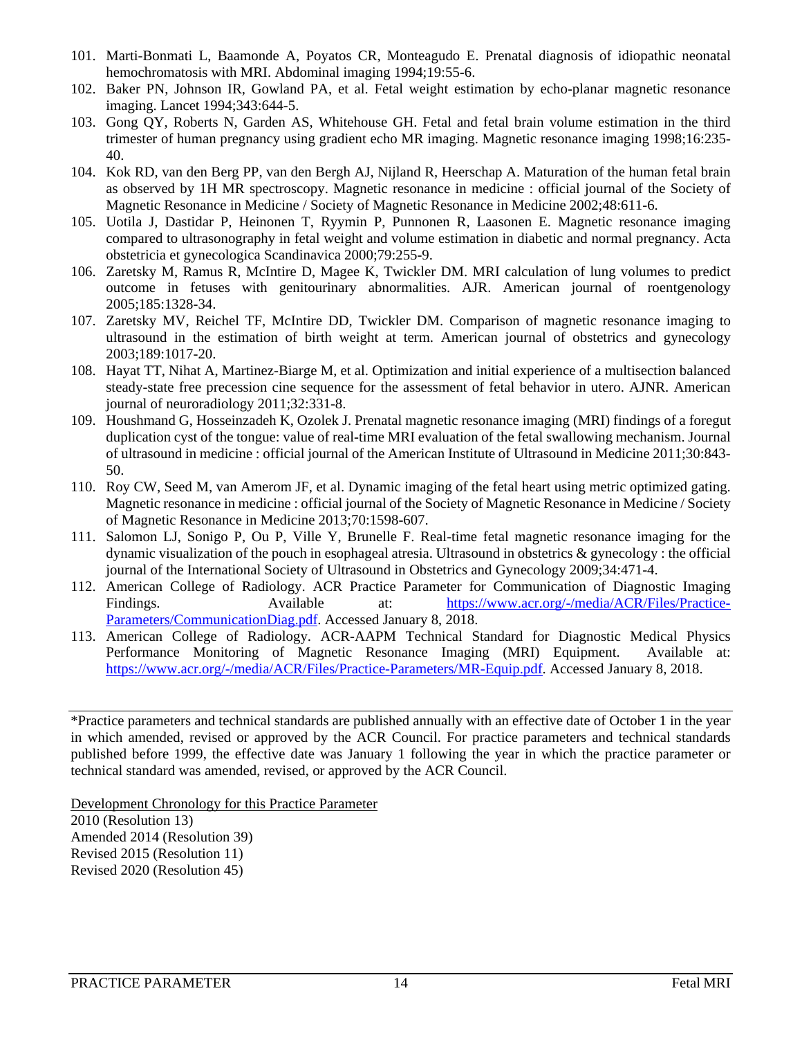101. Marti-Bonmati L, Baamonde A, Poyatos CR, Monteagudo E. Prenatal diagnosis of idiopathic neonatal hemochromatosis with MRI. Abdominal imaging 1994;19:55-6.
102. Baker PN, Johnson IR, Gowland PA, et al. Fetal weight estimation by echo-planar magnetic resonance imaging. Lancet 1994;343:644-5.
103. Gong QY, Roberts N, Garden AS, Whitehouse GH. Fetal and fetal brain volume estimation in the third trimester of human pregnancy using gradient echo MR imaging. Magnetic resonance imaging 1998;16:235-40.
104. Kok RD, van den Berg PP, van den Bergh AJ, Nijland R, Heerschap A. Maturation of the human fetal brain as observed by 1H MR spectroscopy. Magnetic resonance in medicine : official journal of the Society of Magnetic Resonance in Medicine / Society of Magnetic Resonance in Medicine 2002;48:611-6.
105. Uotila J, Dastidar P, Heinonen T, Ryymin P, Punnonen R, Laasonen E. Magnetic resonance imaging compared to ultrasonography in fetal weight and volume estimation in diabetic and normal pregnancy. Acta obstetricia et gynecologica Scandinavica 2000;79:255-9.
106. Zaretsky M, Ramus R, McIntire D, Magee K, Twickler DM. MRI calculation of lung volumes to predict outcome in fetuses with genitourinary abnormalities. AJR. American journal of roentgenology 2005;185:1328-34.
107. Zaretsky MV, Reichel TF, McIntire DD, Twickler DM. Comparison of magnetic resonance imaging to ultrasound in the estimation of birth weight at term. American journal of obstetrics and gynecology 2003;189:1017-20.
108. Hayat TT, Nihat A, Martinez-Biarge M, et al. Optimization and initial experience of a multisection balanced steady-state free precession cine sequence for the assessment of fetal behavior in utero. AJNR. American journal of neuroradiology 2011;32:331-8.
109. Houshmand G, Hosseinzadeh K, Ozolek J. Prenatal magnetic resonance imaging (MRI) findings of a foregut duplication cyst of the tongue: value of real-time MRI evaluation of the fetal swallowing mechanism. Journal of ultrasound in medicine : official journal of the American Institute of Ultrasound in Medicine 2011;30:843-50.
110. Roy CW, Seed M, van Amerom JF, et al. Dynamic imaging of the fetal heart using metric optimized gating. Magnetic resonance in medicine : official journal of the Society of Magnetic Resonance in Medicine / Society of Magnetic Resonance in Medicine 2013;70:1598-607.
111. Salomon LJ, Sonigo P, Ou P, Ville Y, Brunelle F. Real-time fetal magnetic resonance imaging for the dynamic visualization of the pouch in esophageal atresia. Ultrasound in obstetrics & gynecology : the official journal of the International Society of Ultrasound in Obstetrics and Gynecology 2009;34:471-4.
112. American College of Radiology. ACR Practice Parameter for Communication of Diagnostic Imaging Findings. Available at: https://www.acr.org/-/media/ACR/Files/Practice-Parameters/CommunicationDiag.pdf. Accessed January 8, 2018.
113. American College of Radiology. ACR-AAPM Technical Standard for Diagnostic Medical Physics Performance Monitoring of Magnetic Resonance Imaging (MRI) Equipment. Available at: https://www.acr.org/-/media/ACR/Files/Practice-Parameters/MR-Equip.pdf. Accessed January 8, 2018.

---

*Practice parameters and technical standards are published annually with an effective date of October 1 in the year in which amended, revised or approved by the ACR Council. For practice parameters and technical standards published before 1999, the effective date was January 1 following the year in which the practice parameter or technical standard was amended, revised, or approved by the ACR Council.

Development Chronology for this Practice Parameter
2010 (Resolution 13)
Amended 2014 (Resolution 39)
Revised 2015 (Resolution 11)
Revised 2020 (Resolution 45)